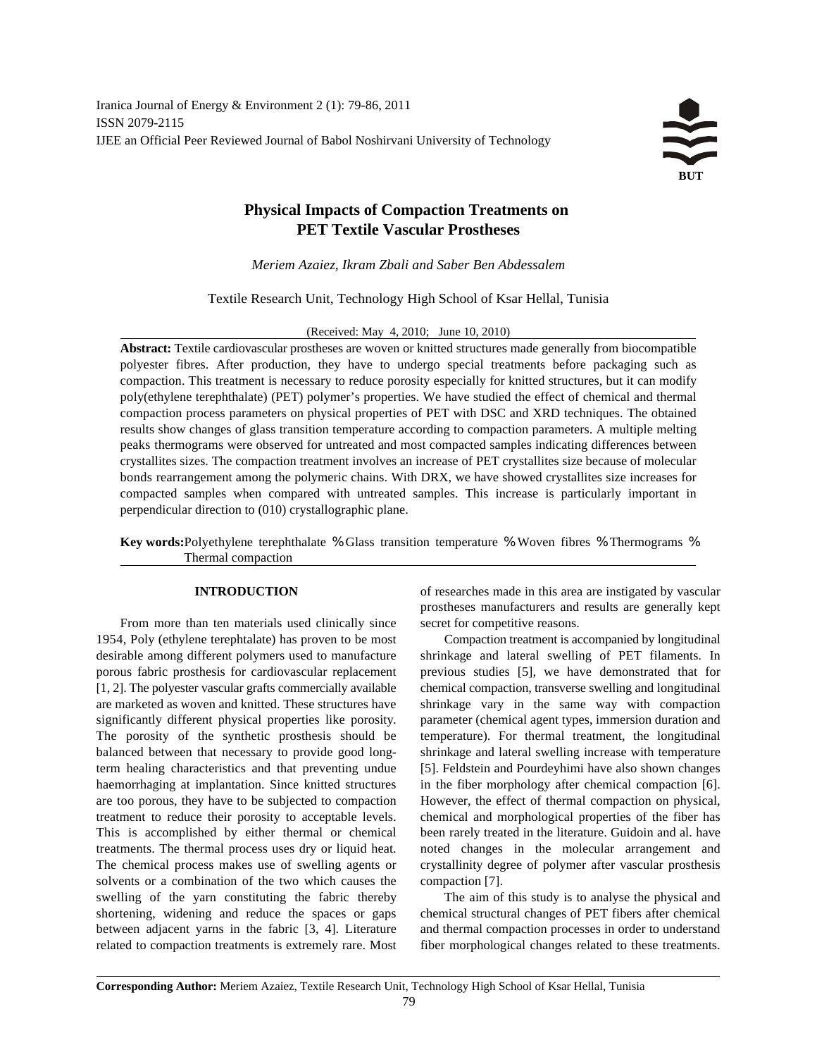# Physical Impacts of Compaction Treatments on PET Textile Vascular Prostheses

*Meriem Azaiez, Ikram Zbali and Saber Ben Abdessalem*

Textile Research Unit, Technology High School of Ksar Hellal, Tunisia

(Received: May 4, 2010; June 10, 2010)

**Abstract:** Textile cardiovascular prostheses are woven or knitted structures made generally from biocompatible polyester fibres. After production, they have to undergo special treatments before packaging such as compaction. This treatment is necessary to reduce porosity especially for knitted structures, but it can modify poly(ethylene terephthalate) (PET) polymer's properties. We have studied the effect of chemical and thermal compaction process parameters on physical properties of PET with DSC and XRD techniques. The obtained results show changes of glass transition temperature according to compaction parameters. A multiple melting peaks thermograms were observed for untreated and most compacted samples indicating differences between crystallites sizes. The compaction treatment involves an increase of PET crystallites size because of molecular bonds rearrangement among the polymeric chains. With DRX, we have showed crystallites size increases for compacted samples when compared with untreated samples. This increase is particularly important in perpendicular direction to (010) crystallographic plane.

**Key words:** Polyethylene terephthalate % Glass transition temperature % Woven fibres % Thermograms % Thermal compaction

## INTRODUCTION

From more than ten materials used clinically since 1954, Poly (ethylene terephtalate) has proven to be most desirable among different polymers used to manufacture porous fabric prosthesis for cardiovascular replacement [1, 2]. The polyester vascular grafts commercially available are marketed as woven and knitted. These structures have significantly different physical properties like porosity. The porosity of the synthetic prosthesis should be balanced between that necessary to provide good long-term healing characteristics and that preventing undue haemorrhaging at implantation. Since knitted structures are too porous, they have to be subjected to compaction treatment to reduce their porosity to acceptable levels. This is accomplished by either thermal or chemical treatments. The thermal process uses dry or liquid heat. The chemical process makes use of swelling agents or solvents or a combination of the two which causes the swelling of the yarn constituting the fabric thereby shortening, widening and reduce the spaces or gaps between adjacent yarns in the fabric [3, 4]. Literature related to compaction treatments is extremely rare. Most of researches made in this area are instigated by vascular prostheses manufacturers and results are generally kept secret for competitive reasons.

Compaction treatment is accompanied by longitudinal shrinkage and lateral swelling of PET filaments. In previous studies [5], we have demonstrated that for chemical compaction, transverse swelling and longitudinal shrinkage vary in the same way with compaction parameter (chemical agent types, immersion duration and temperature). For thermal treatment, the longitudinal shrinkage and lateral swelling increase with temperature [5]. Feldstein and Pourdeyhimi have also shown changes in the fiber morphology after chemical compaction [6]. However, the effect of thermal compaction on physical, chemical and morphological properties of the fiber has been rarely treated in the literature. Guidoin and al. have noted changes in the molecular arrangement and crystallinity degree of polymer after vascular prosthesis compaction [7].

The aim of this study is to analyse the physical and chemical structural changes of PET fibers after chemical and thermal compaction processes in order to understand fiber morphological changes related to these treatments.

**Corresponding Author:** Meriem Azaiez, Textile Research Unit, Technology High School of Ksar Hellal, Tunisia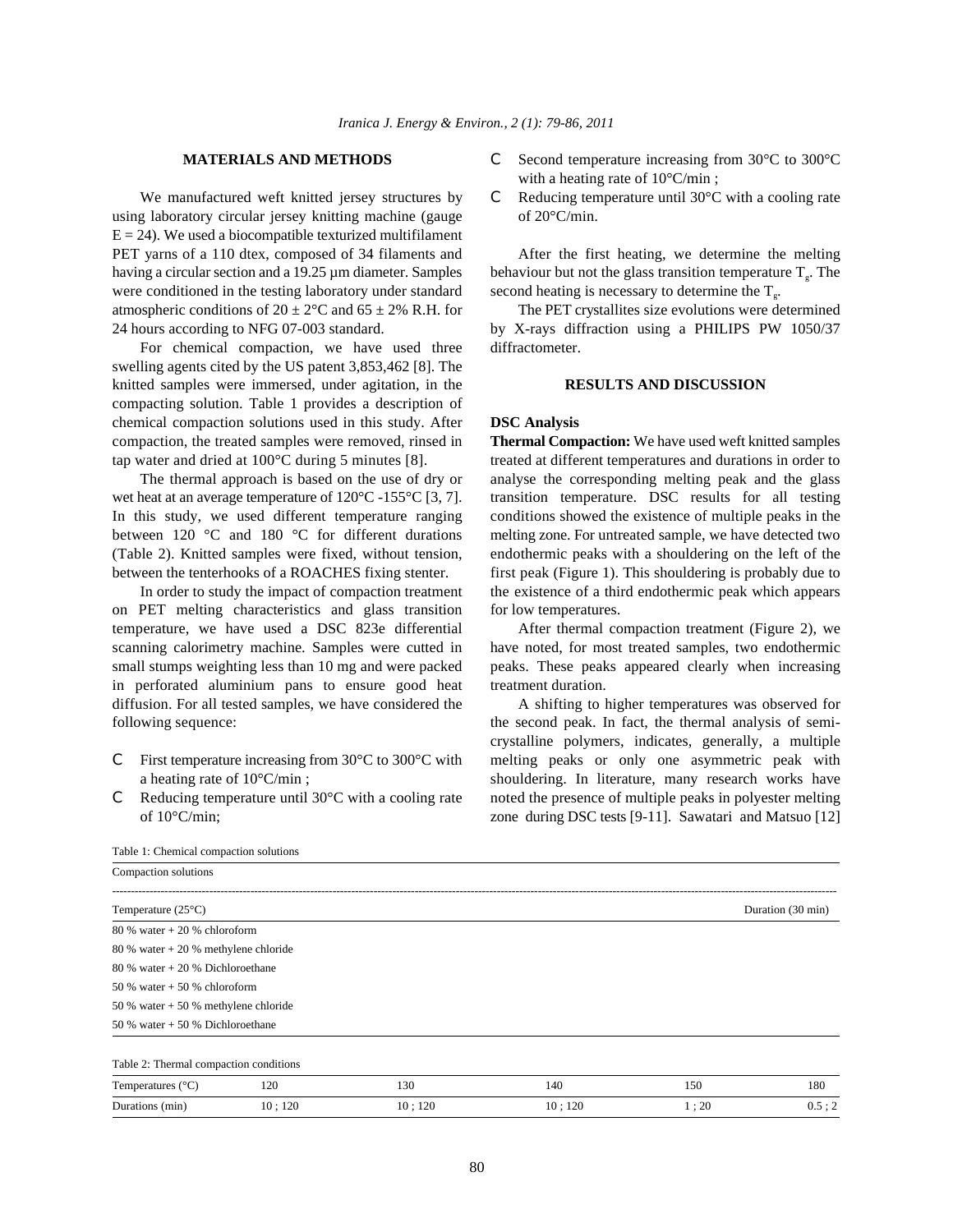## MATERIALS AND METHODS

We manufactured weft knitted jersey structures by using laboratory circular jersey knitting machine (gauge E = 24). We used a biocompatible texturized multifilament PET yarns of a 110 dtex, composed of 34 filaments and having a circular section and a 19.25 µm diameter. Samples were conditioned in the testing laboratory under standard atmospheric conditions of 20 ± 2°C and 65 ± 2% R.H. for 24 hours according to NFG 07-003 standard.

For chemical compaction, we have used three swelling agents cited by the US patent 3,853,462 [8]. The knitted samples were immersed, under agitation, in the compacting solution. Table 1 provides a description of chemical compaction solutions used in this study. After compaction, the treated samples were removed, rinsed in tap water and dried at 100°C during 5 minutes [8].

The thermal approach is based on the use of dry or wet heat at an average temperature of 120°C -155°C [3, 7]. In this study, we used different temperature ranging between 120 °C and 180 °C for different durations (Table 2). Knitted samples were fixed, without tension, between the tenterhooks of a ROACHES fixing stenter.

In order to study the impact of compaction treatment on PET melting characteristics and glass transition temperature, we have used a DSC 823e differential scanning calorimetry machine. Samples were cutted in small stumps weighting less than 10 mg and were packed in perforated aluminium pans to ensure good heat diffusion. For all tested samples, we have considered the following sequence:

- First temperature increasing from 30°C to 300°C with a heating rate of 10°C/min ;
- Reducing temperature until 30°C with a cooling rate of 10°C/min;
- Second temperature increasing from 30°C to 300°C with a heating rate of 10°C/min ;
- Reducing temperature until 30°C with a cooling rate of 20°C/min.

After the first heating, we determine the melting behaviour but not the glass transition temperature $T_g$. The second heating is necessary to determine the $T_g$.

The PET crystallites size evolutions were determined by X-rays diffraction using a PHILIPS PW 1050/37 diffractometer.

## RESULTS AND DISCUSSION

### DSC Analysis

**Thermal Compaction:** We have used weft knitted samples treated at different temperatures and durations in order to analyse the corresponding melting peak and the glass transition temperature. DSC results for all testing conditions showed the existence of multiple peaks in the melting zone. For untreated sample, we have detected two endothermic peaks with a shouldering on the left of the first peak (Figure 1). This shouldering is probably due to the existence of a third endothermic peak which appears for low temperatures.

After thermal compaction treatment (Figure 2), we have noted, for most treated samples, two endothermic peaks. These peaks appeared clearly when increasing treatment duration.

A shifting to higher temperatures was observed for the second peak. In fact, the thermal analysis of semi-crystalline polymers, indicates, generally, a multiple melting peaks or only one asymmetric peak with shouldering. In literature, many research works have noted the presence of multiple peaks in polyester melting zone during DSC tests [9-11]. Sawatari and Matsuo [12]

Table 1: Chemical compaction solutions

| Compaction solutions | |
|---|---|
| Temperature (25°C) | Duration (30 min) |
| 80 % water + 20 % chloroform | |
| 80 % water + 20 % methylene chloride | |
| 80 % water + 20 % Dichloroethane | |
| 50 % water + 50 % chloroform | |
| 50 % water + 50 % methylene chloride | |
| 50 % water + 50 % Dichloroethane | |

Table 2: Thermal compaction conditions

| Temperatures (°C) | 120 | 130 | 140 | 150 | 180 |
|---|---|---|---|---|---|
| Durations (min) | 10 ; 120 | 10 ; 120 | 10 ; 120 | 1 ; 20 | 0.5 ; 2 |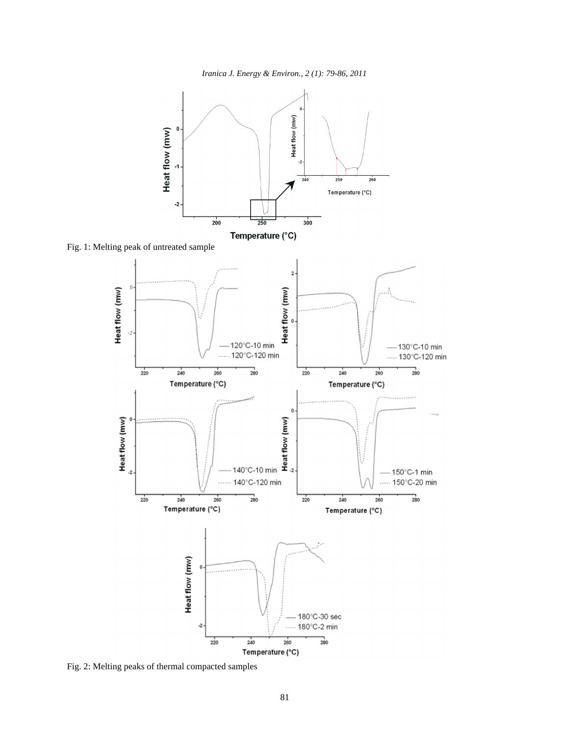Fig. 1: Melting peak of untreated sample

Fig. 2: Melting peaks of thermal compacted samples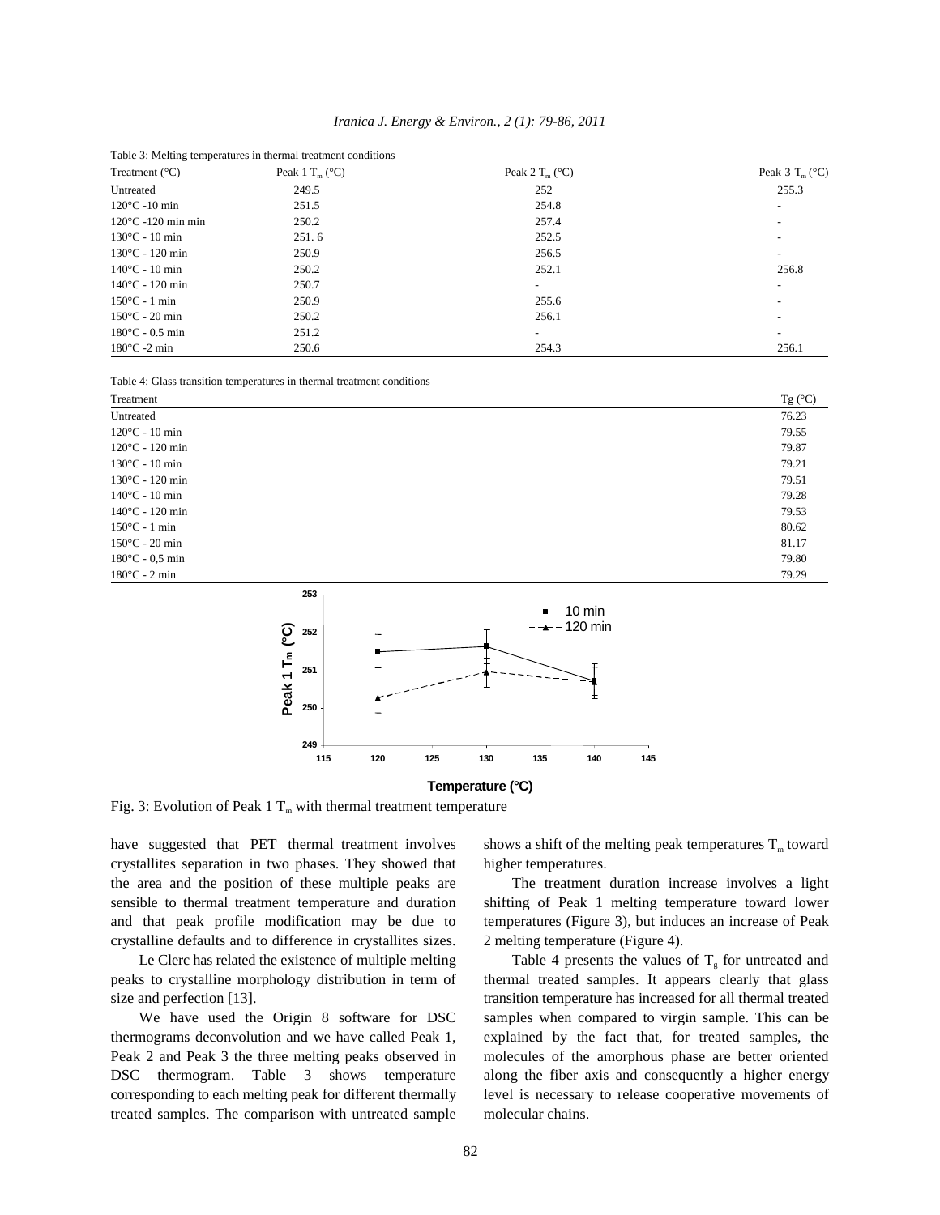Table 3: Melting temperatures in thermal treatment conditions

| Treatment (°C) | Peak 1 $T_m$ (°C) | Peak 2 $T_m$ (°C) | Peak 3 $T_m$ (°C) |
|---|---|---|---|
| Untreated | 249.5 | 252 | 255.3 |
| 120°C -10 min | 251.5 | 254.8 | - |
| 120°C -120 min min | 250.2 | 257.4 | - |
| 130°C - 10 min | 251. 6 | 252.5 | - |
| 130°C - 120 min | 250.9 | 256.5 | - |
| 140°C - 10 min | 250.2 | 252.1 | 256.8 |
| 140°C - 120 min | 250.7 | - | - |
| 150°C - 1 min | 250.9 | 255.6 | - |
| 150°C - 20 min | 250.2 | 256.1 | - |
| 180°C - 0.5 min | 251.2 | - | - |
| 180°C -2 min | 250.6 | 254.3 | 256.1 |

Table 4: Glass transition temperatures in thermal treatment conditions

| Treatment | Tg (°C) |
|---|---|
| Untreated | 76.23 |
| 120°C - 10 min | 79.55 |
| 120°C - 120 min | 79.87 |
| 130°C - 10 min | 79.21 |
| 130°C - 120 min | 79.51 |
| 140°C - 10 min | 79.28 |
| 140°C - 120 min | 79.53 |
| 150°C - 1 min | 80.62 |
| 150°C - 20 min | 81.17 |
| 180°C - 0,5 min | 79.80 |
| 180°C - 2 min | 79.29 |

Fig. 3: Evolution of Peak 1 $T_m$ with thermal treatment temperature

have suggested that PET thermal treatment involves crystallites separation in two phases. They showed that the area and the position of these multiple peaks are sensible to thermal treatment temperature and duration and that peak profile modification may be due to crystalline defaults and to difference in crystallites sizes.

Le Clerc has related the existence of multiple melting peaks to crystalline morphology distribution in term of size and perfection [13].

We have used the Origin 8 software for DSC thermograms deconvolution and we have called Peak 1, Peak 2 and Peak 3 the three melting peaks observed in DSC thermogram. Table 3 shows temperature corresponding to each melting peak for different thermally treated samples. The comparison with untreated sample shows a shift of the melting peak temperatures $T_m$ toward higher temperatures.

The treatment duration increase involves a light shifting of Peak 1 melting temperature toward lower temperatures (Figure 3), but induces an increase of Peak 2 melting temperature (Figure 4).

Table 4 presents the values of $T_g$ for untreated and thermal treated samples. It appears clearly that glass transition temperature has increased for all thermal treated samples when compared to virgin sample. This can be explained by the fact that, for treated samples, the molecules of the amorphous phase are better oriented along the fiber axis and consequently a higher energy level is necessary to release cooperative movements of molecular chains.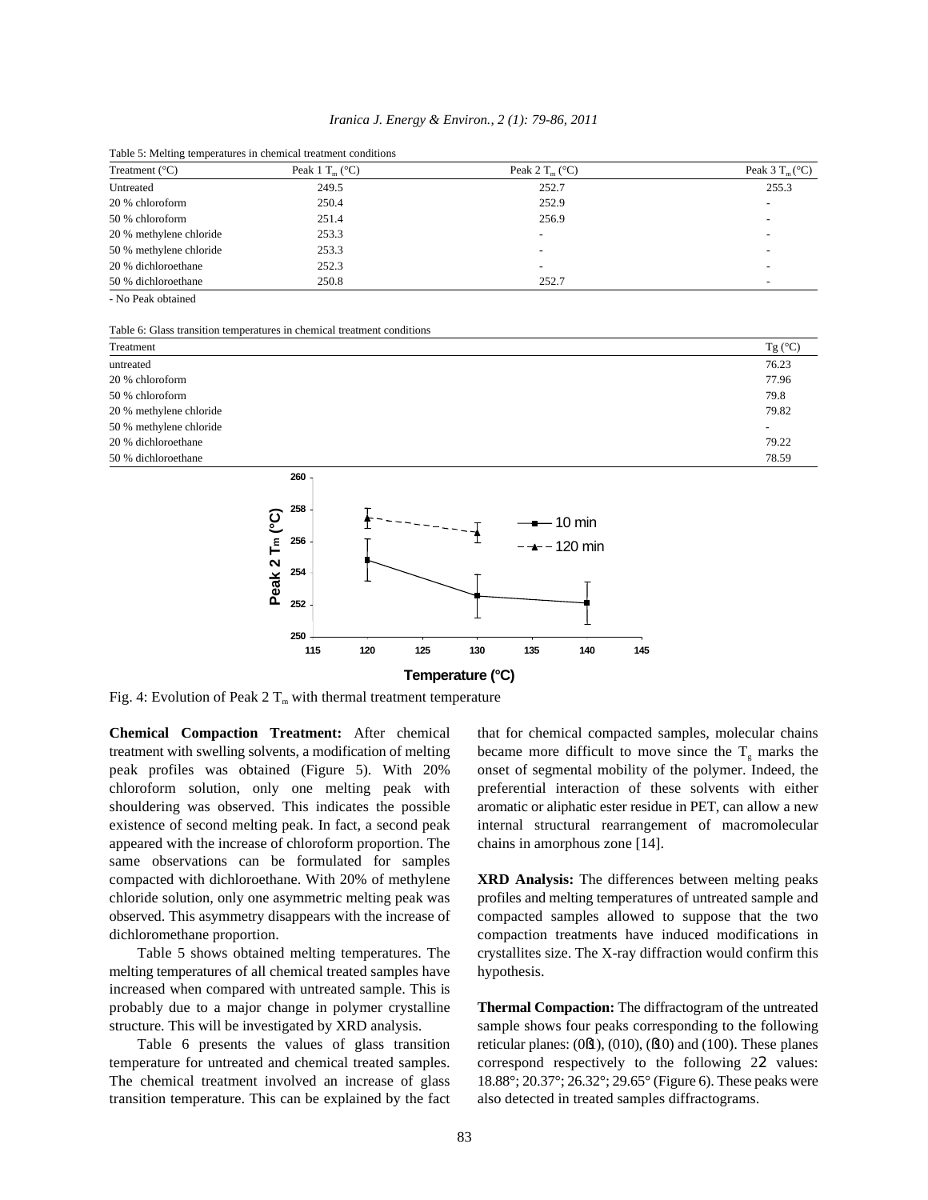Table 5: Melting temperatures in chemical treatment conditions

| Treatment (°C) | Peak 1 $T_m$ (°C) | Peak 2 $T_m$ (°C) | Peak 3 $T_m$ (°C) |
|---|---|---|---|
| Untreated | 249.5 | 252.7 | 255.3 |
| 20 % chloroform | 250.4 | 252.9 | - |
| 50 % chloroform | 251.4 | 256.9 | - |
| 20 % methylene chloride | 253.3 | - | - |
| 50 % methylene chloride | 253.3 | - | - |
| 20 % dichloroethane | 252.3 | - | - |
| 50 % dichloroethane | 250.8 | 252.7 | - |

- No Peak obtained

Table 6: Glass transition temperatures in chemical treatment conditions

| Treatment | Tg (°C) |
|---|---|
| untreated | 76.23 |
| 20 % chloroform | 77.96 |
| 50 % chloroform | 79.8 |
| 20 % methylene chloride | 79.82 |
| 50 % methylene chloride | - |
| 20 % dichloroethane | 79.22 |
| 50 % dichloroethane | 78.59 |

Fig. 4: Evolution of Peak 2 $T_m$ with thermal treatment temperature

**Chemical Compaction Treatment:** After chemical treatment with swelling solvents, a modification of melting peak profiles was obtained (Figure 5). With 20% chloroform solution, only one melting peak with shouldering was observed. This indicates the possible existence of second melting peak. In fact, a second peak appeared with the increase of chloroform proportion. The same observations can be formulated for samples compacted with dichloroethane. With 20% of methylene chloride solution, only one asymmetric melting peak was observed. This asymmetry disappears with the increase of dichloromethane proportion.

Table 5 shows obtained melting temperatures. The melting temperatures of all chemical treated samples have increased when compared with untreated sample. This is probably due to a major change in polymer crystalline structure. This will be investigated by XRD analysis.

Table 6 presents the values of glass transition temperature for untreated and chemical treated samples. The chemical treatment involved an increase of glass transition temperature. This can be explained by the fact that for chemical compacted samples, molecular chains became more difficult to move since the $T_g$ marks the onset of segmental mobility of the polymer. Indeed, the preferential interaction of these solvents with either aromatic or aliphatic ester residue in PET, can allow a new internal structural rearrangement of macromolecular chains in amorphous zone [14].

**XRD Analysis:** The differences between melting peaks profiles and melting temperatures of untreated sample and compacted samples allowed to suppose that the two compaction treatments have induced modifications in crystallites size. The X-ray diffraction would confirm this hypothesis.

**Thermal Compaction:** The diffractogram of the untreated sample shows four peaks corresponding to the following reticular planes: $(0\bar{1}1)$, (010), $(\bar{1}10)$ and (100). These planes correspond respectively to the following $2\theta$ values: 18.88°; 20.37°; 26.32°; 29.65° (Figure 6). These peaks were also detected in treated samples diffractograms.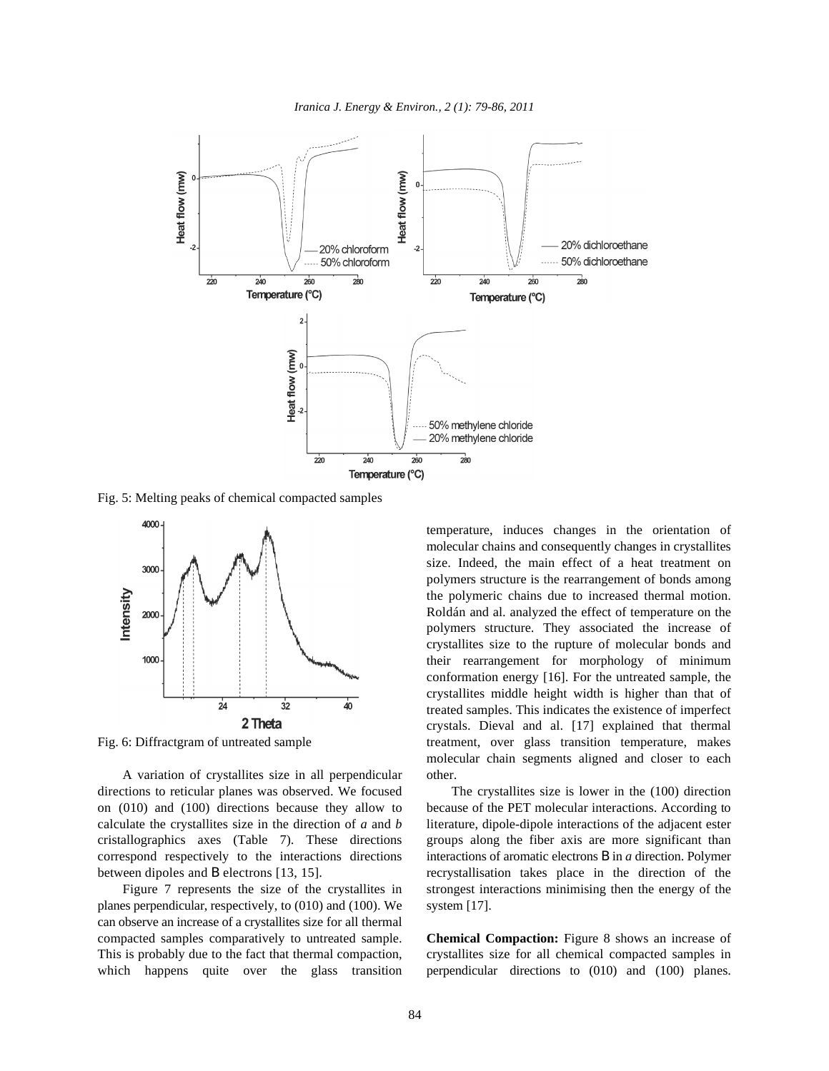Fig. 5: Melting peaks of chemical compacted samples

Fig. 6: Diffractgram of untreated sample

A variation of crystallites size in all perpendicular directions to reticular planes was observed. We focused on (010) and (100) directions because they allow to calculate the crystallites size in the direction of *a* and *b* cristallographics axes (Table 7). These directions correspond respectively to the interactions directions between dipoles and B electrons [13, 15].

Figure 7 represents the size of the crystallites in planes perpendicular, respectively, to (010) and (100). We can observe an increase of a crystallites size for all thermal compacted samples comparatively to untreated sample. This is probably due to the fact that thermal compaction, which happens quite over the glass transition temperature, induces changes in the orientation of molecular chains and consequently changes in crystallites size. Indeed, the main effect of a heat treatment on polymers structure is the rearrangement of bonds among the polymeric chains due to increased thermal motion. Roldán and al. analyzed the effect of temperature on the polymers structure. They associated the increase of crystallites size to the rupture of molecular bonds and their rearrangement for morphology of minimum conformation energy [16]. For the untreated sample, the crystallites middle height width is higher than that of treated samples. This indicates the existence of imperfect crystals. Dieval and al. [17] explained that thermal treatment, over glass transition temperature, makes molecular chain segments aligned and closer to each other.

The crystallites size is lower in the (100) direction because of the PET molecular interactions. According to literature, dipole-dipole interactions of the adjacent ester groups along the fiber axis are more significant than interactions of aromatic electrons B in *a* direction. Polymer recrystallisation takes place in the direction of the strongest interactions minimising then the energy of the system [17].

**Chemical Compaction:** Figure 8 shows an increase of crystallites size for all chemical compacted samples in perpendicular directions to (010) and (100) planes.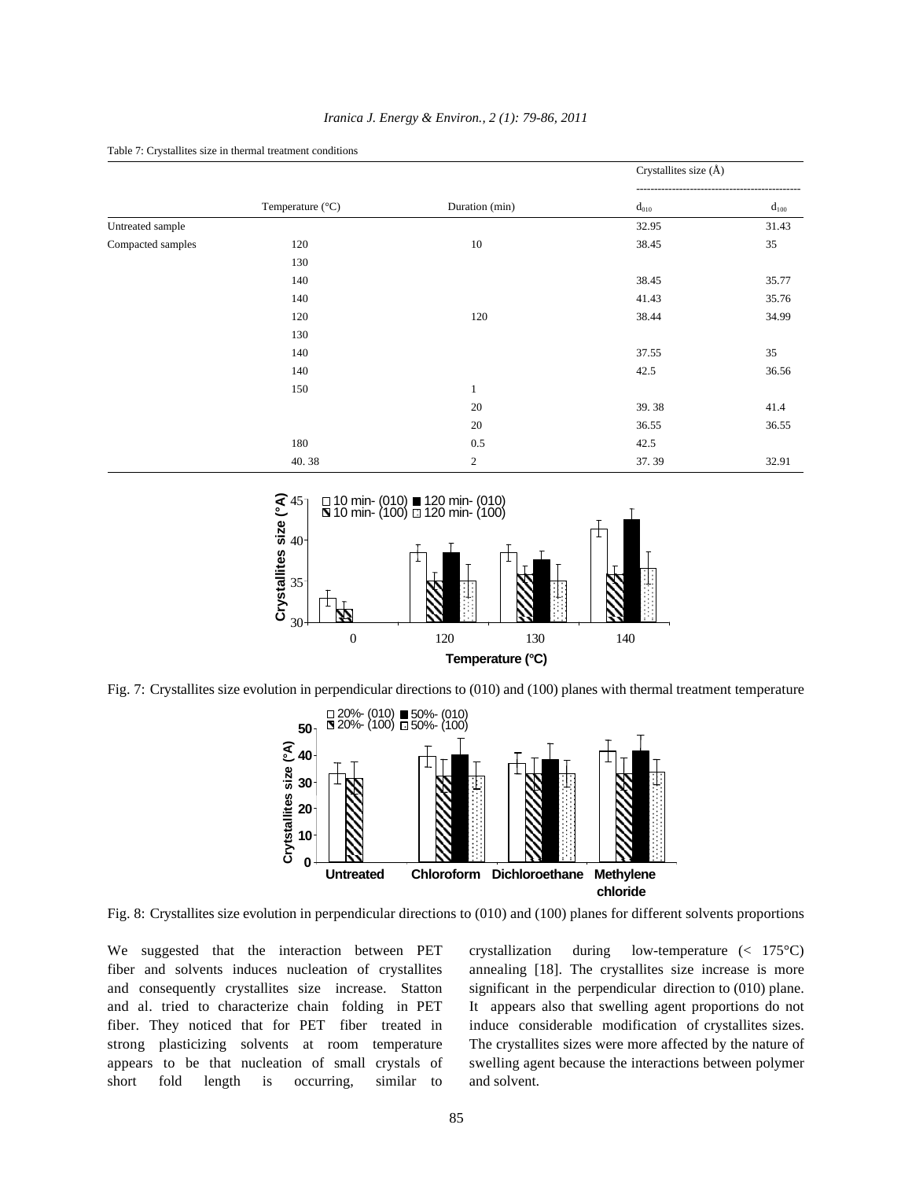Table 7: Crystallites size in thermal treatment conditions

| | Temperature (°C) | Duration (min) | Crystallites size (Å) | |
|---|---|---|---|---|
| | | | $d_{010}$ | $d_{100}$ |
| Untreated sample | | | 32.95 | 31.43 |
| Compacted samples | 120 | 10 | 38.45 | 35 |
| | 130 | | | |
| | 140 | | 38.45 | 35.77 |
| | 140 | | 41.43 | 35.76 |
| | 120 | 120 | 38.44 | 34.99 |
| | 130 | | | |
| | 140 | | 37.55 | 35 |
| | 140 | | 42.5 | 36.56 |
| | 150 | 1 | | |
| | | 20 | 39. 38 | 41.4 |
| | | 20 | 36.55 | 36.55 |
| | 180 | 0.5 | 42.5 | |
| | 40. 38 | 2 | 37. 39 | 32.91 |

Fig. 7: Crystallites size evolution in perpendicular directions to (010) and (100) planes with thermal treatment temperature

Fig. 8: Crystallites size evolution in perpendicular directions to (010) and (100) planes for different solvents proportions

We suggested that the interaction between PET fiber and solvents induces nucleation of crystallites and consequently crystallites size increase. Statton and al. tried to characterize chain folding in PET fiber. They noticed that for PET fiber treated in strong plasticizing solvents at room temperature appears to be that nucleation of small crystals of short fold length is occurring, similar to crystallization during low-temperature (< 175°C) annealing [18]. The crystallites size increase is more significant in the perpendicular direction to (010) plane. It appears also that swelling agent proportions do not induce considerable modification of crystallites sizes. The crystallites sizes were more affected by the nature of swelling agent because the interactions between polymer and solvent.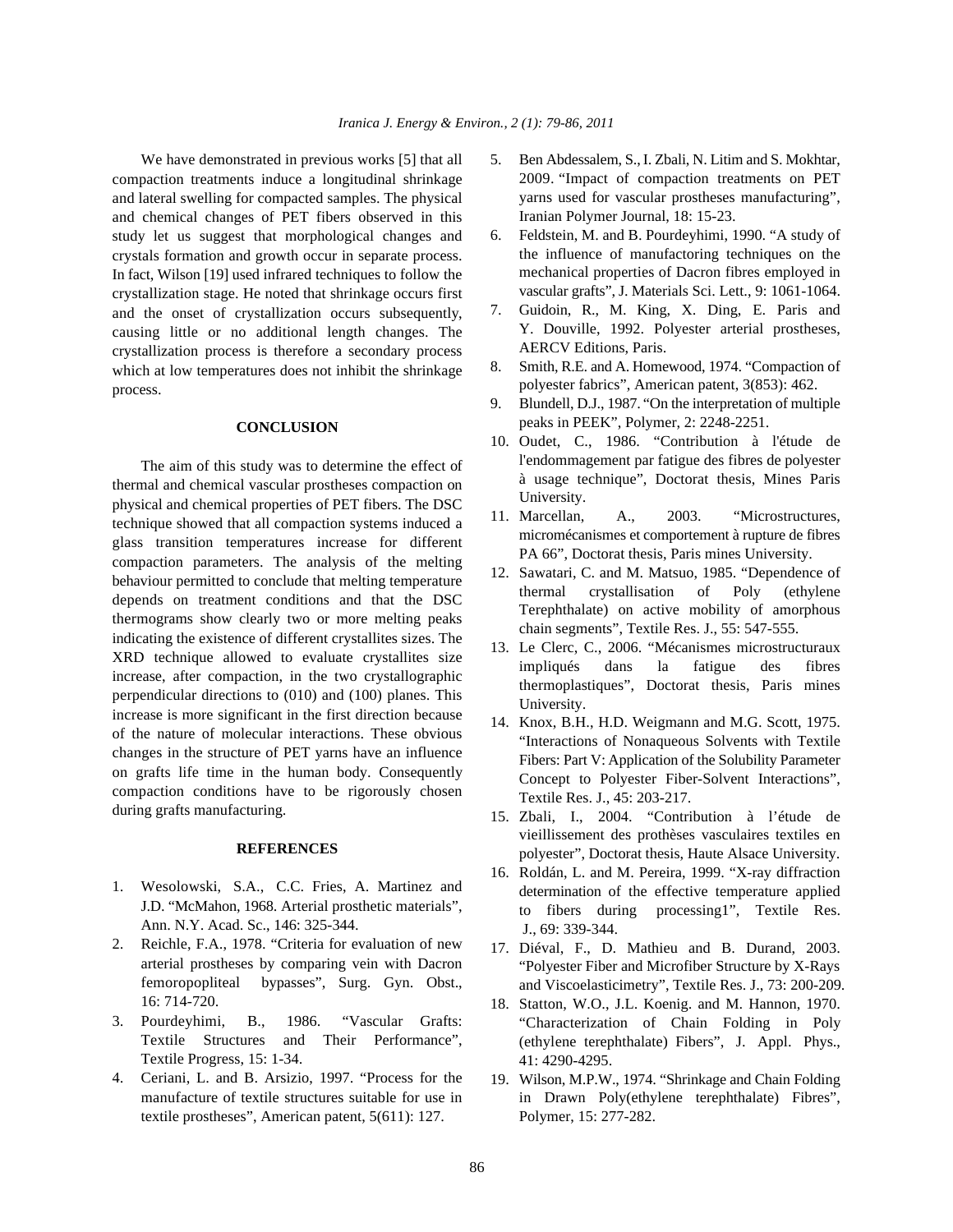We have demonstrated in previous works [5] that all compaction treatments induce a longitudinal shrinkage and lateral swelling for compacted samples. The physical and chemical changes of PET fibers observed in this study let us suggest that morphological changes and crystals formation and growth occur in separate process. In fact, Wilson [19] used infrared techniques to follow the crystallization stage. He noted that shrinkage occurs first and the onset of crystallization occurs subsequently, causing little or no additional length changes. The crystallization process is therefore a secondary process which at low temperatures does not inhibit the shrinkage process.

## CONCLUSION

The aim of this study was to determine the effect of thermal and chemical vascular prostheses compaction on physical and chemical properties of PET fibers. The DSC technique showed that all compaction systems induced a glass transition temperatures increase for different compaction parameters. The analysis of the melting behaviour permitted to conclude that melting temperature depends on treatment conditions and that the DSC thermograms show clearly two or more melting peaks indicating the existence of different crystallites sizes. The XRD technique allowed to evaluate crystallites size increase, after compaction, in the two crystallographic perpendicular directions to (010) and (100) planes. This increase is more significant in the first direction because of the nature of molecular interactions. These obvious changes in the structure of PET yarns have an influence on grafts life time in the human body. Consequently compaction conditions have to be rigorously chosen during grafts manufacturing.

## REFERENCES

1. Wesolowski, S.A., C.C. Fries, A. Martinez and J.D. "McMahon, 1968. Arterial prosthetic materials", Ann. N.Y. Acad. Sc., 146: 325-344.
2. Reichle, F.A., 1978. "Criteria for evaluation of new arterial prostheses by comparing vein with Dacron femoropopliteal bypasses", Surg. Gyn. Obst., 16: 714-720.
3. Pourdeyhimi, B., 1986. "Vascular Grafts: Textile Structures and Their Performance", Textile Progress, 15: 1-34.
4. Ceriani, L. and B. Arsizio, 1997. "Process for the manufacture of textile structures suitable for use in textile prostheses", American patent, 5(611): 127.
5. Ben Abdessalem, S., I. Zbali, N. Litim and S. Mokhtar, 2009. "Impact of compaction treatments on PET yarns used for vascular prostheses manufacturing", Iranian Polymer Journal, 18: 15-23.
6. Feldstein, M. and B. Pourdeyhimi, 1990. "A study of the influence of manufactoring techniques on the mechanical properties of Dacron fibres employed in vascular grafts", J. Materials Sci. Lett., 9: 1061-1064.
7. Guidoin, R., M. King, X. Ding, E. Paris and Y. Douville, 1992. Polyester arterial prostheses, AERCV Editions, Paris.
8. Smith, R.E. and A. Homewood, 1974. "Compaction of polyester fabrics", American patent, 3(853): 462.
9. Blundell, D.J., 1987. "On the interpretation of multiple peaks in PEEK", Polymer, 2: 2248-2251.
10. Oudet, C., 1986. "Contribution à l'étude de l'endommagement par fatigue des fibres de polyester à usage technique", Doctorat thesis, Mines Paris University.
11. Marcellan, A., 2003. "Microstructures, micromécanismes et comportement à rupture de fibres PA 66", Doctorat thesis, Paris mines University.
12. Sawatari, C. and M. Matsuo, 1985. "Dependence of thermal crystallisation of Poly (ethylene Terephthalate) on active mobility of amorphous chain segments", Textile Res. J., 55: 547-555.
13. Le Clerc, C., 2006. "Mécanismes microstructuraux impliqués dans la fatigue des fibres thermoplastiques", Doctorat thesis, Paris mines University.
14. Knox, B.H., H.D. Weigmann and M.G. Scott, 1975. "Interactions of Nonaqueous Solvents with Textile Fibers: Part V: Application of the Solubility Parameter Concept to Polyester Fiber-Solvent Interactions", Textile Res. J., 45: 203-217.
15. Zbali, I., 2004. "Contribution à l'étude de vieillissement des prothèses vasculaires textiles en polyester", Doctorat thesis, Haute Alsace University.
16. Roldán, L. and M. Pereira, 1999. "X-ray diffraction determination of the effective temperature applied to fibers during processing1", Textile Res. J., 69: 339-344.
17. Diéval, F., D. Mathieu and B. Durand, 2003. "Polyester Fiber and Microfiber Structure by X-Rays and Viscoelasticimetry", Textile Res. J., 73: 200-209.
18. Statton, W.O., J.L. Koenig. and M. Hannon, 1970. "Characterization of Chain Folding in Poly (ethylene terephthalate) Fibers", J. Appl. Phys., 41: 4290-4295.
19. Wilson, M.P.W., 1974. "Shrinkage and Chain Folding in Drawn Poly(ethylene terephthalate) Fibres", Polymer, 15: 277-282.